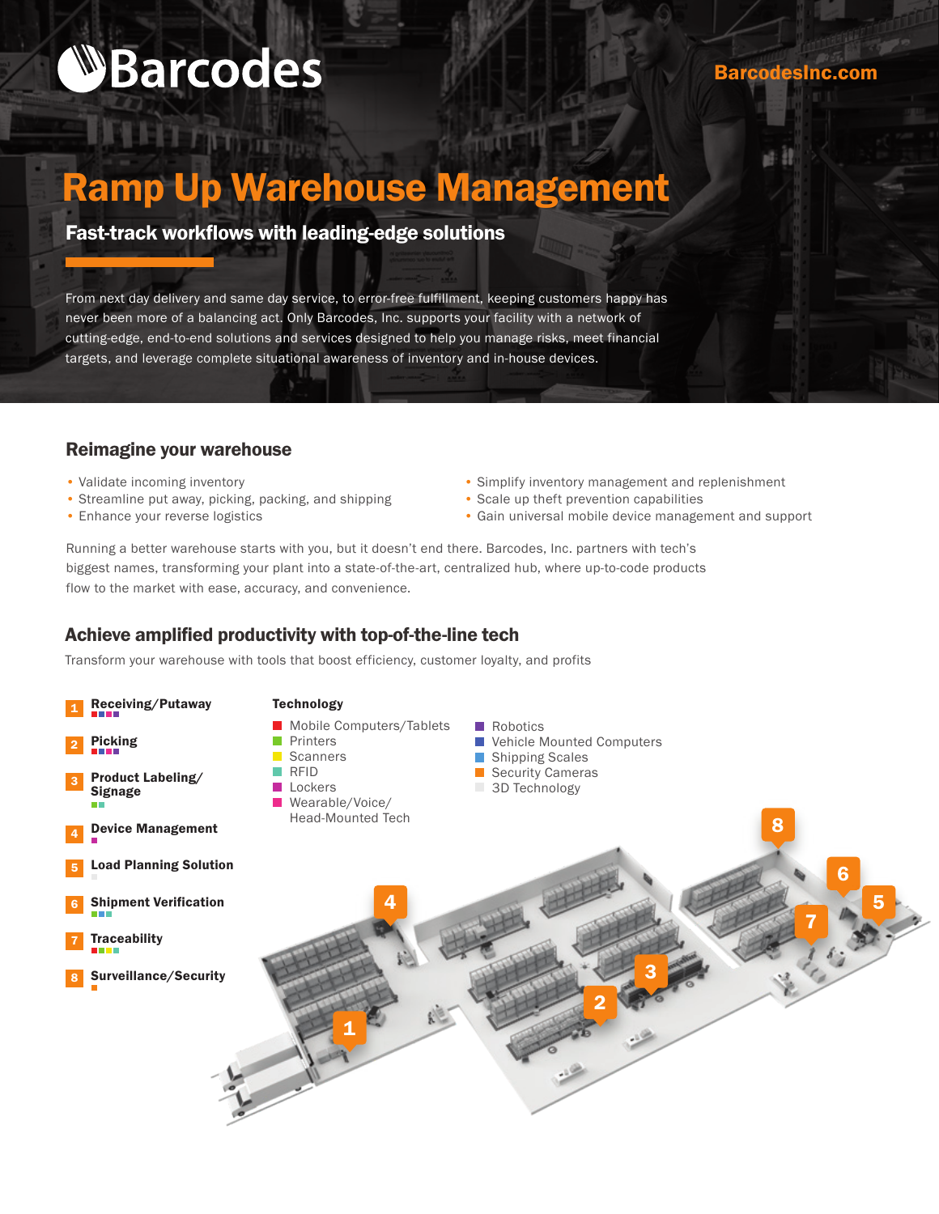# Barcodes

BarcodesInc.com

# Ramp Up Warehouse Management

## Fast-track workflows with leading-edge solutions

From next day delivery and same day service, to error-free fulfillment, keeping customers happy has never been more of a balancing act. Only Barcodes, Inc. supports your facility with a network of cutting-edge, end-to-end solutions and services designed to help you manage risks, meet financial targets, and leverage complete situational awareness of inventory and in-house devices.

## Reimagine your warehouse

- Validate incoming inventory
- Streamline put away, picking, packing, and shipping
- Enhance your reverse logistics
- Simplify inventory management and replenishment
- Scale up theft prevention capabilities
- Gain universal mobile device management and support

Running a better warehouse starts with you, but it doesn't end there. Barcodes, Inc. partners with tech's biggest names, transforming your plant into a state-of-the-art, centralized hub, where up-to-code products flow to the market with ease, accuracy, and convenience.

## Achieve amplified productivity with top-of-the-line tech

Transform your warehouse with tools that boost efficiency, customer loyalty, and profits

1. **Receiving/Putaway**
2. **Picking**
3. **Product Labeling/ Signage**
4. **Device Management**
5. **Load Planning Solution**
6. **Shipment Verification**
7. **Traceability**
8. **Surveillance/Security**

**Technology**

- Mobile Computers/Tablets
- Printers
- Scanners
- RFID
- Lockers
- Wearable/Voice/ Head-Mounted Tech
- Robotics
- Vehicle Mounted Computers
- Shipping Scales
- Security Cameras
- 3D Technology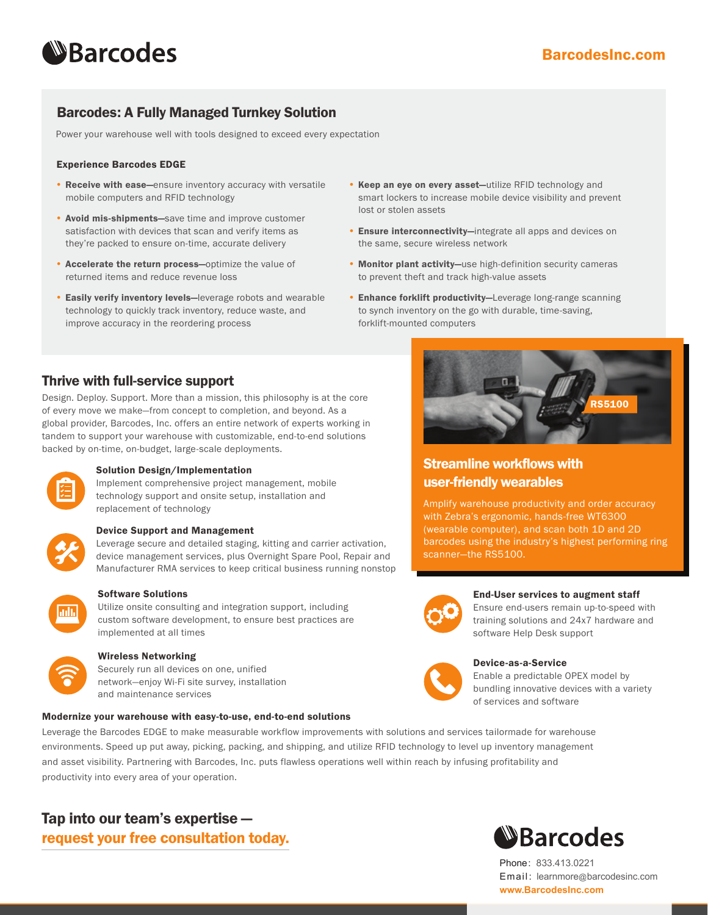# Barcodes: A Fully Managed Turnkey Solution

Power your warehouse well with tools designed to exceed every expectation

### Experience Barcodes EDGE

- **Receive with ease—**ensure inventory accuracy with versatile mobile computers and RFID technology
- **Avoid mis-shipments—**save time and improve customer satisfaction with devices that scan and verify items as they're packed to ensure on-time, accurate delivery
- **Accelerate the return process—**optimize the value of returned items and reduce revenue loss
- **Easily verify inventory levels—**leverage robots and wearable technology to quickly track inventory, reduce waste, and improve accuracy in the reordering process
- **Keep an eye on every asset—**utilize RFID technology and smart lockers to increase mobile device visibility and prevent lost or stolen assets
- **Ensure interconnectivity—**integrate all apps and devices on the same, secure wireless network
- **Monitor plant activity—**use high-definition security cameras to prevent theft and track high-value assets
- **Enhance forklift productivity—**Leverage long-range scanning to synch inventory on the go with durable, time-saving, forklift-mounted computers

## Thrive with full-service support

Design. Deploy. Support. More than a mission, this philosophy is at the core of every move we make—from concept to completion, and beyond. As a global provider, Barcodes, Inc. offers an entire network of experts working in tandem to support your warehouse with customizable, end-to-end solutions backed by on-time, on-budget, large-scale deployments.

### Solution Design/Implementation

Implement comprehensive project management, mobile technology support and onsite setup, installation and replacement of technology

### Device Support and Management

Leverage secure and detailed staging, kitting and carrier activation, device management services, plus Overnight Spare Pool, Repair and Manufacturer RMA services to keep critical business running nonstop

### Software Solutions

Utilize onsite consulting and integration support, including custom software development, to ensure best practices are implemented at all times

### Wireless Networking

Securely run all devices on one, unified network—enjoy Wi-Fi site survey, installation and maintenance services

RS5100

## Streamline workflows with user-friendly wearables

Amplify warehouse productivity and order accuracy with Zebra's ergonomic, hands-free WT6300 (wearable computer), and scan both 1D and 2D barcodes using the industry's highest performing ring scanner—the RS5100.

### End-User services to augment staff

Ensure end-users remain up-to-speed with training solutions and 24x7 hardware and software Help Desk support

### Device-as-a-Service

Enable a predictable OPEX model by bundling innovative devices with a variety of services and software

### Modernize your warehouse with easy-to-use, end-to-end solutions

Leverage the Barcodes EDGE to make measurable workflow improvements with solutions and services tailormade for warehouse environments. Speed up put away, picking, packing, and shipping, and utilize RFID technology to level up inventory management and asset visibility. Partnering with Barcodes, Inc. puts flawless operations well within reach by infusing profitability and productivity into every area of your operation.

## Tap into our team's expertise — request your free consultation today.

Barcodes

Phone: 833.413.0221
Email: learnmore@barcodesinc.com
www.BarcodesInc.com